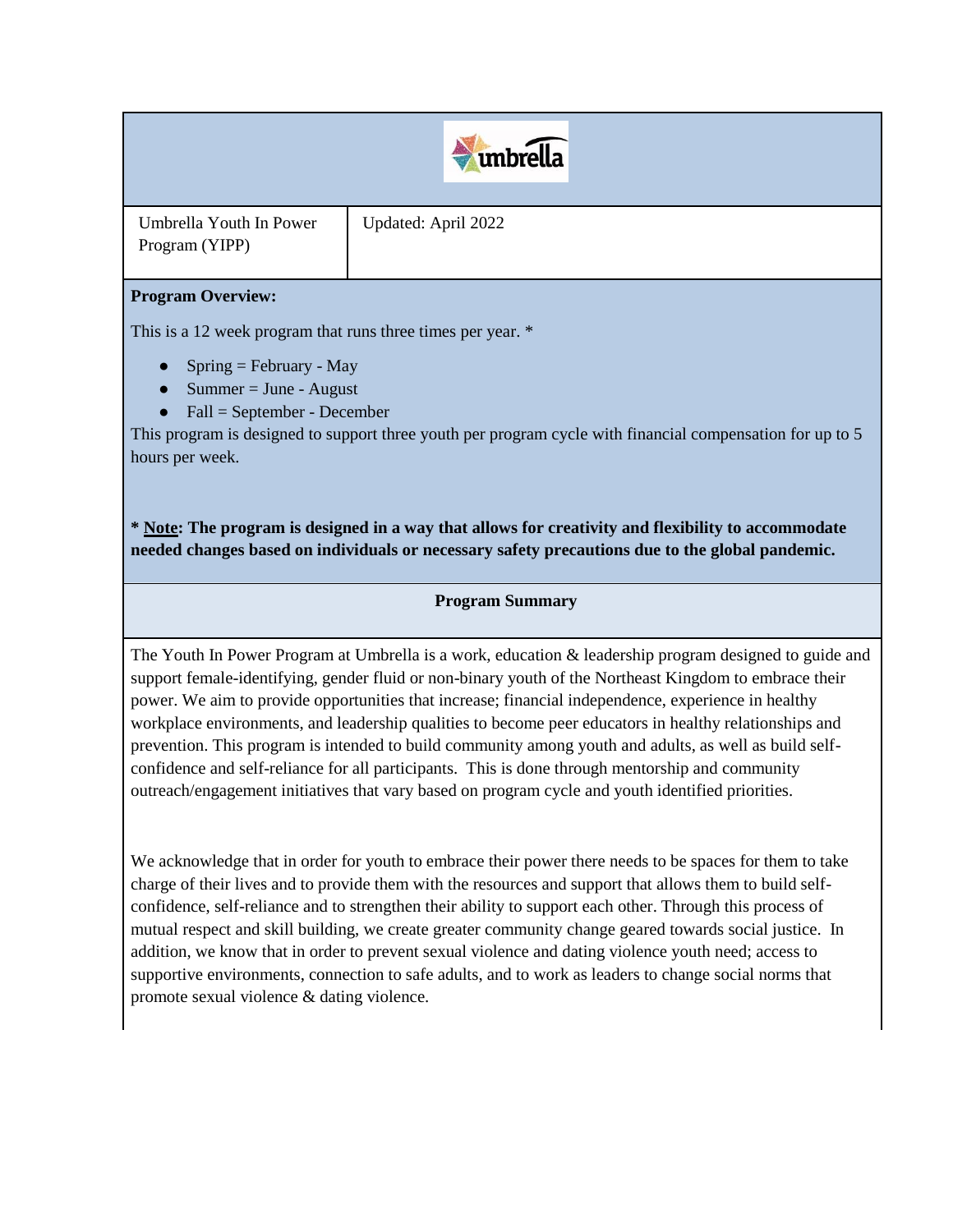| Umbrella Youth In Power Program (YIPP) | Updated: April 2022 |
|---|---|

**Program Overview:**

This is a 12 week program that runs three times per year. *

- Spring = February - May
- Summer = June - August
- Fall = September - December

This program is designed to support three youth per program cycle with financial compensation for up to 5 hours per week.

**\* Note: The program is designed in a way that allows for creativity and flexibility to accommodate needed changes based on individuals or necessary safety precautions due to the global pandemic.**

## Program Summary

The Youth In Power Program at Umbrella is a work, education & leadership program designed to guide and support female-identifying, gender fluid or non-binary youth of the Northeast Kingdom to embrace their power. We aim to provide opportunities that increase; financial independence, experience in healthy workplace environments, and leadership qualities to become peer educators in healthy relationships and prevention. This program is intended to build community among youth and adults, as well as build self-confidence and self-reliance for all participants. This is done through mentorship and community outreach/engagement initiatives that vary based on program cycle and youth identified priorities.

We acknowledge that in order for youth to embrace their power there needs to be spaces for them to take charge of their lives and to provide them with the resources and support that allows them to build self-confidence, self-reliance and to strengthen their ability to support each other. Through this process of mutual respect and skill building, we create greater community change geared towards social justice. In addition, we know that in order to prevent sexual violence and dating violence youth need; access to supportive environments, connection to safe adults, and to work as leaders to change social norms that promote sexual violence & dating violence.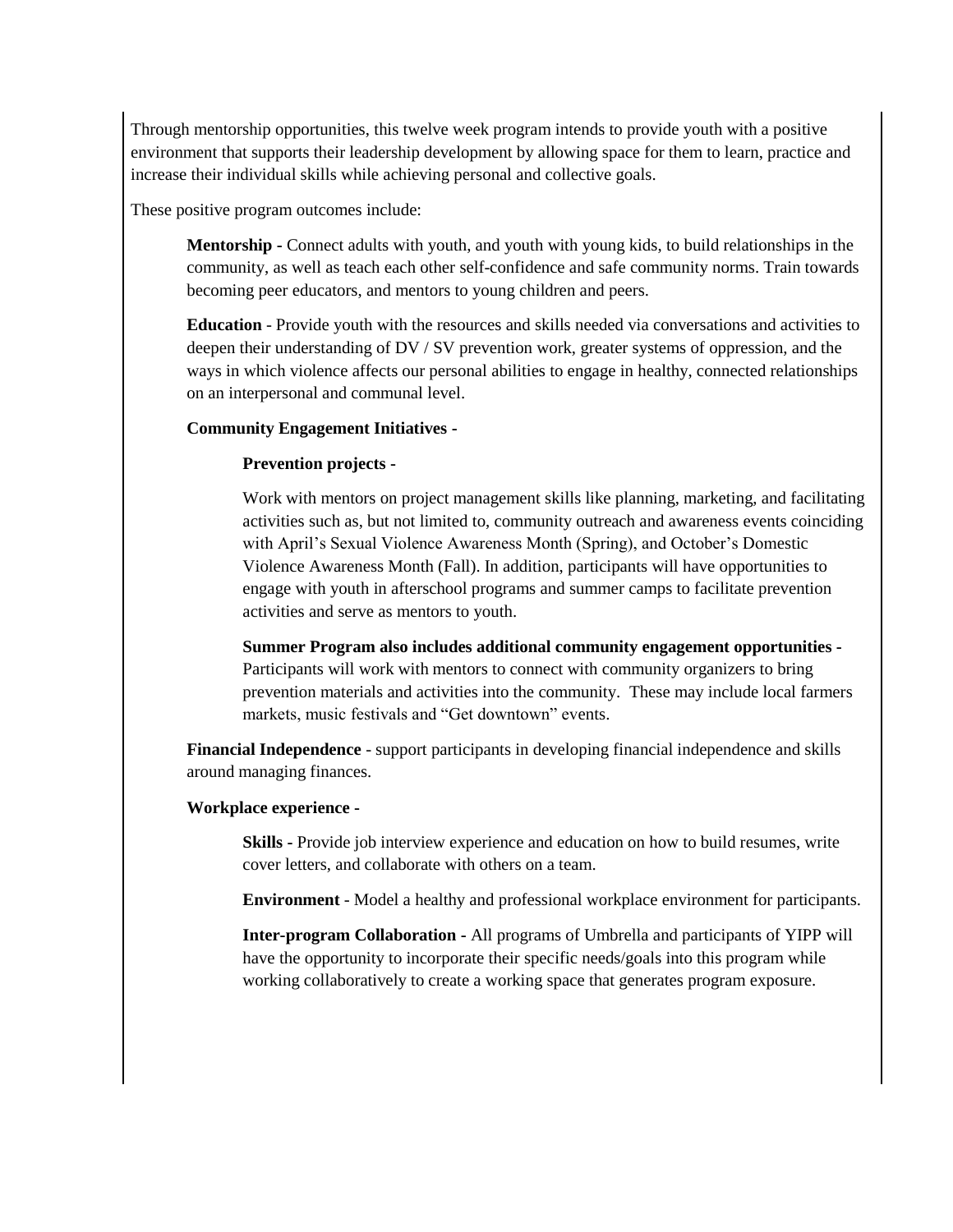Through mentorship opportunities, this twelve week program intends to provide youth with a positive environment that supports their leadership development by allowing space for them to learn, practice and increase their individual skills while achieving personal and collective goals.

These positive program outcomes include:

> **Mentorship -** Connect adults with youth, and youth with young kids, to build relationships in the community, as well as teach each other self-confidence and safe community norms. Train towards becoming peer educators, and mentors to young children and peers.
>
> **Education** - Provide youth with the resources and skills needed via conversations and activities to deepen their understanding of DV / SV prevention work, greater systems of oppression, and the ways in which violence affects our personal abilities to engage in healthy, connected relationships on an interpersonal and communal level.
>
> **Community Engagement Initiatives -**
>
> > **Prevention projects** -
> >
> > Work with mentors on project management skills like planning, marketing, and facilitating activities such as, but not limited to, community outreach and awareness events coinciding with April's Sexual Violence Awareness Month (Spring), and October's Domestic Violence Awareness Month (Fall). In addition, participants will have opportunities to engage with youth in afterschool programs and summer camps to facilitate prevention activities and serve as mentors to youth.
> >
> > **Summer Program also includes additional community engagement opportunities -** Participants will work with mentors to connect with community organizers to bring prevention materials and activities into the community. These may include local farmers markets, music festivals and "Get downtown" events.
>
> **Financial Independence** - support participants in developing financial independence and skills around managing finances.
>
> **Workplace experience -**
>
> > **Skills -** Provide job interview experience and education on how to build resumes, write cover letters, and collaborate with others on a team.
> >
> > **Environment** - Model a healthy and professional workplace environment for participants.
> >
> > **Inter-program Collaboration -** All programs of Umbrella and participants of YIPP will have the opportunity to incorporate their specific needs/goals into this program while working collaboratively to create a working space that generates program exposure.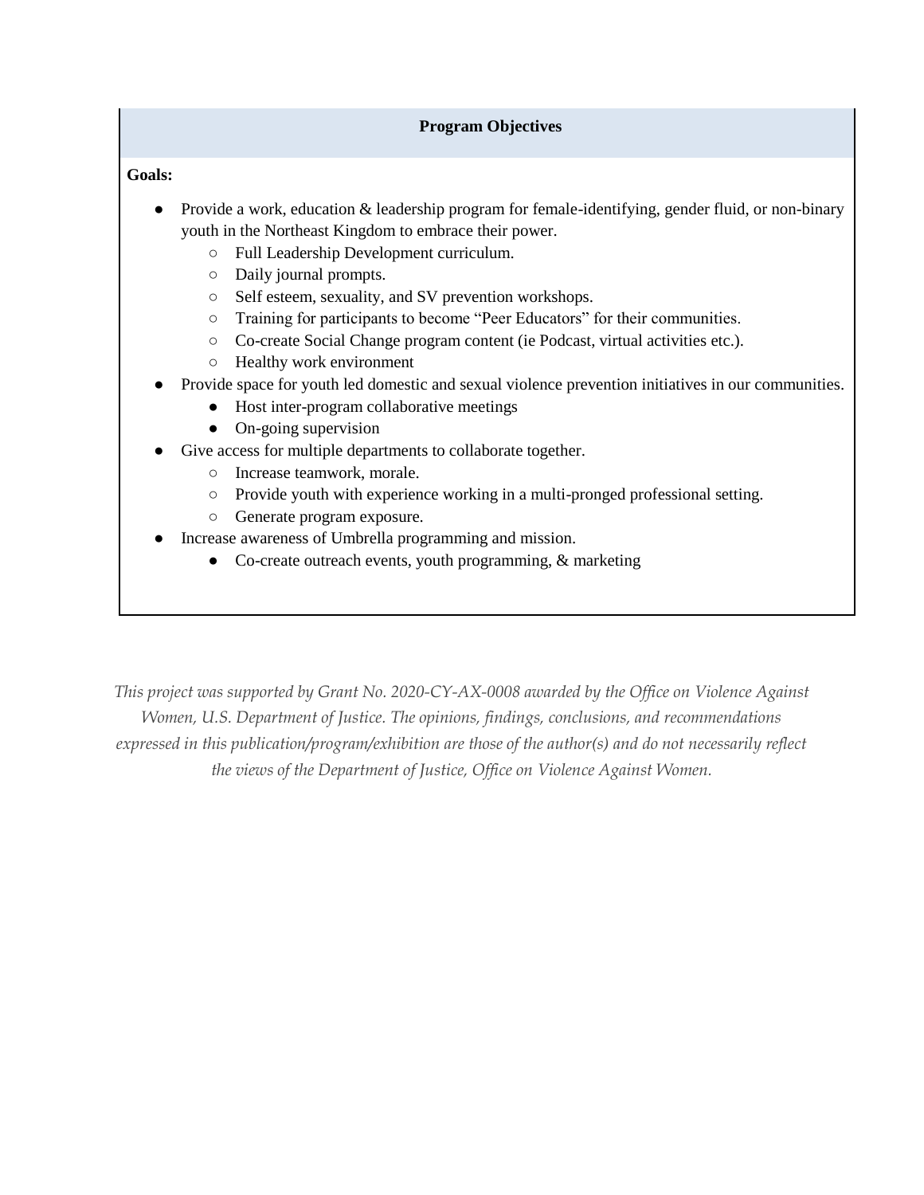## Program Objectives

**Goals:**

- Provide a work, education & leadership program for female-identifying, gender fluid, or non-binary youth in the Northeast Kingdom to embrace their power.
    - Full Leadership Development curriculum.
    - Daily journal prompts.
    - Self esteem, sexuality, and SV prevention workshops.
    - Training for participants to become "Peer Educators" for their communities.
    - Co-create Social Change program content (ie Podcast, virtual activities etc.).
    - Healthy work environment
- Provide space for youth led domestic and sexual violence prevention initiatives in our communities.
    - Host inter-program collaborative meetings
    - On-going supervision
- Give access for multiple departments to collaborate together.
    - Increase teamwork, morale.
    - Provide youth with experience working in a multi-pronged professional setting.
    - Generate program exposure.
- Increase awareness of Umbrella programming and mission.
    - Co-create outreach events, youth programming, & marketing

*This project was supported by Grant No. 2020-CY-AX-0008 awarded by the Office on Violence Against Women, U.S. Department of Justice. The opinions, findings, conclusions, and recommendations expressed in this publication/program/exhibition are those of the author(s) and do not necessarily reflect the views of the Department of Justice, Office on Violence Against Women.*